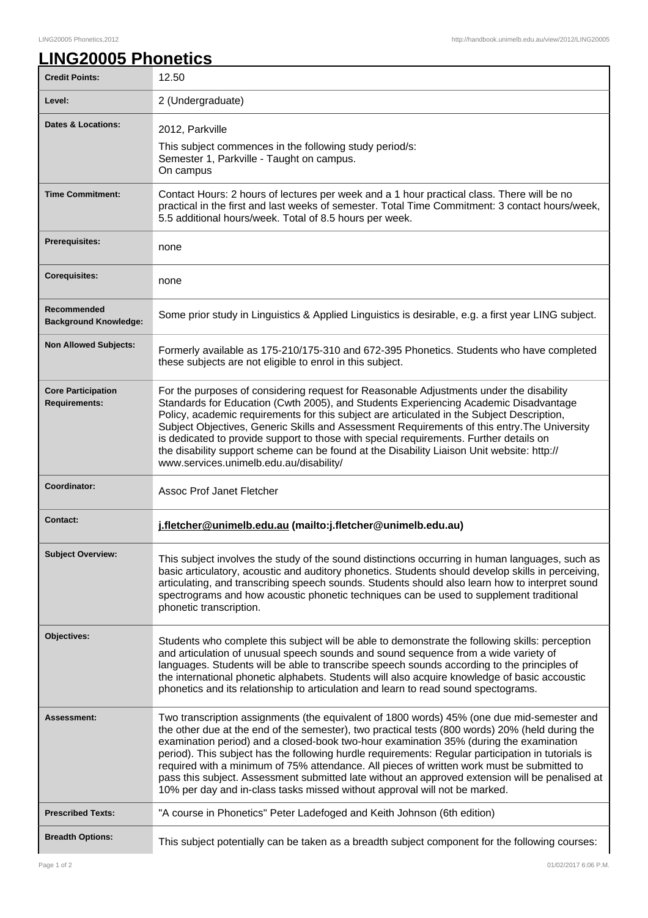# LING20005 Phonetics

| Credit Points: | 12.50 |
| --- | --- |
| Level: | 2 (Undergraduate) |
| Dates & Locations: | 2012, Parkville<br>This subject commences in the following study period/s:<br>Semester 1, Parkville - Taught on campus.<br>On campus |
| Time Commitment: | Contact Hours: 2 hours of lectures per week and a 1 hour practical class. There will be no practical in the first and last weeks of semester. Total Time Commitment: 3 contact hours/week, 5.5 additional hours/week. Total of 8.5 hours per week. |
| Prerequisites: | none |
| Corequisites: | none |
| Recommended Background Knowledge: | Some prior study in Linguistics & Applied Linguistics is desirable, e.g. a first year LING subject. |
| Non Allowed Subjects: | Formerly available as 175-210/175-310 and 672-395 Phonetics. Students who have completed these subjects are not eligible to enrol in this subject. |
| Core Participation Requirements: | For the purposes of considering request for Reasonable Adjustments under the disability Standards for Education (Cwth 2005), and Students Experiencing Academic Disadvantage Policy, academic requirements for this subject are articulated in the Subject Description, Subject Objectives, Generic Skills and Assessment Requirements of this entry.The University is dedicated to provide support to those with special requirements. Further details on the disability support scheme can be found at the Disability Liaison Unit website: http://www.services.unimelb.edu.au/disability/ |
| Coordinator: | Assoc Prof Janet Fletcher |
| Contact: | **j.fletcher@unimelb.edu.au (mailto:j.fletcher@unimelb.edu.au)** |
| Subject Overview: | This subject involves the study of the sound distinctions occurring in human languages, such as basic articulatory, acoustic and auditory phonetics. Students should develop skills in perceiving, articulating, and transcribing speech sounds. Students should also learn how to interpret sound spectrograms and how acoustic phonetic techniques can be used to supplement traditional phonetic transcription. |
| Objectives: | Students who complete this subject will be able to demonstrate the following skills: perception and articulation of unusual speech sounds and sound sequence from a wide variety of languages. Students will be able to transcribe speech sounds according to the principles of the international phonetic alphabets. Students will also acquire knowledge of basic accoustic phonetics and its relationship to articulation and learn to read sound spectograms. |
| Assessment: | Two transcription assignments (the equivalent of 1800 words) 45% (one due mid-semester and the other due at the end of the semester), two practical tests (800 words) 20% (held during the examination period) and a closed-book two-hour examination 35% (during the examination period). This subject has the following hurdle requirements: Regular participation in tutorials is required with a minimum of 75% attendance. All pieces of written work must be submitted to pass this subject. Assessment submitted late without an approved extension will be penalised at 10% per day and in-class tasks missed without approval will not be marked. |
| Prescribed Texts: | "A course in Phonetics" Peter Ladefoged and Keith Johnson (6th edition) |
| Breadth Options: | This subject potentially can be taken as a breadth subject component for the following courses: |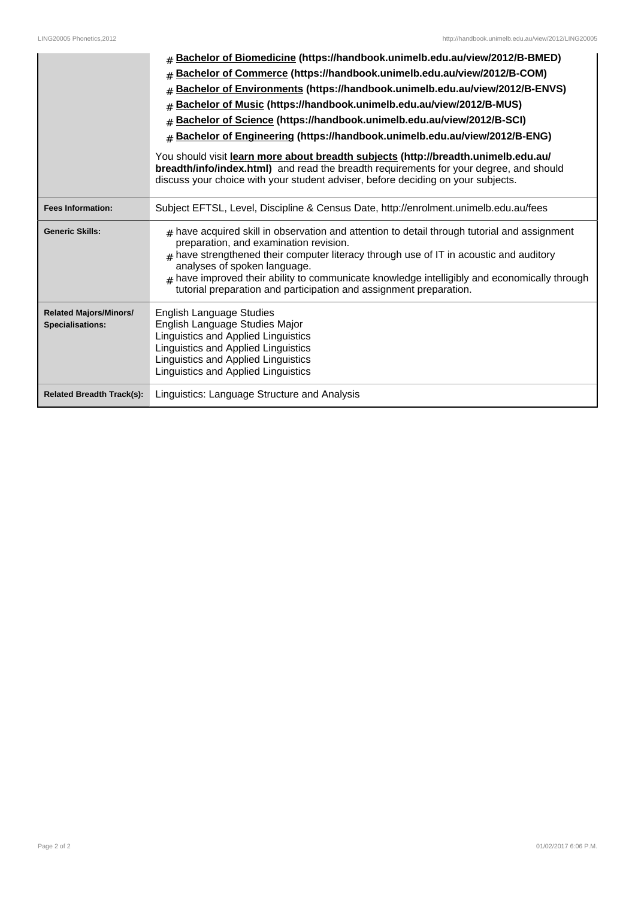| | |
|---|---|
| | # **Bachelor of Biomedicine (https://handbook.unimelb.edu.au/view/2012/B-BMED)**<br># **Bachelor of Commerce (https://handbook.unimelb.edu.au/view/2012/B-COM)**<br># **Bachelor of Environments (https://handbook.unimelb.edu.au/view/2012/B-ENVS)**<br># **Bachelor of Music (https://handbook.unimelb.edu.au/view/2012/B-MUS)**<br># **Bachelor of Science (https://handbook.unimelb.edu.au/view/2012/B-SCI)**<br># **Bachelor of Engineering (https://handbook.unimelb.edu.au/view/2012/B-ENG)**<br><br>You should visit **learn more about breadth subjects (http://breadth.unimelb.edu.au/breadth/info/index.html)** and read the breadth requirements for your degree, and should discuss your choice with your student adviser, before deciding on your subjects. |
| **Fees Information:** | Subject EFTSL, Level, Discipline & Census Date, http://enrolment.unimelb.edu.au/fees |
| **Generic Skills:** | # have acquired skill in observation and attention to detail through tutorial and assignment preparation, and examination revision.<br># have strengthened their computer literacy through use of IT in acoustic and auditory analyses of spoken language.<br># have improved their ability to communicate knowledge intelligibly and economically through tutorial preparation and participation and assignment preparation. |
| **Related Majors/Minors/ Specialisations:** | English Language Studies<br>English Language Studies Major<br>Linguistics and Applied Linguistics<br>Linguistics and Applied Linguistics<br>Linguistics and Applied Linguistics<br>Linguistics and Applied Linguistics |
| **Related Breadth Track(s):** | Linguistics: Language Structure and Analysis |